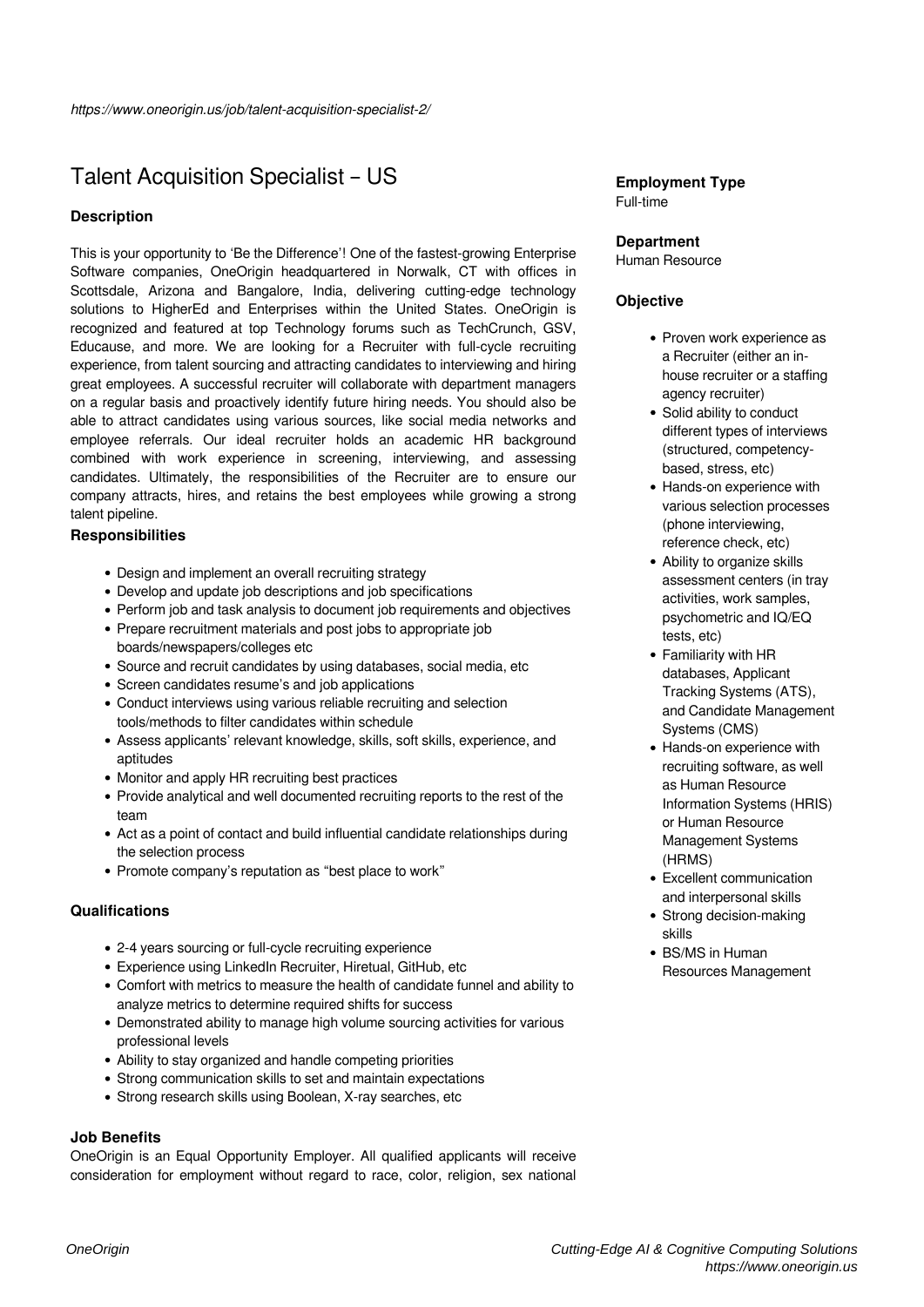*https://www.oneorigin.us/job/talent-acquisition-specialist-2/*

# Talent Acquisition Specialist – US

### Description

This is your opportunity to 'Be the Difference'! One of the fastest-growing Enterprise Software companies, OneOrigin headquartered in Norwalk, CT with offices in Scottsdale, Arizona and Bangalore, India, delivering cutting-edge technology solutions to HigherEd and Enterprises within the United States. OneOrigin is recognized and featured at top Technology forums such as TechCrunch, GSV, Educause, and more. We are looking for a Recruiter with full-cycle recruiting experience, from talent sourcing and attracting candidates to interviewing and hiring great employees. A successful recruiter will collaborate with department managers on a regular basis and proactively identify future hiring needs. You should also be able to attract candidates using various sources, like social media networks and employee referrals. Our ideal recruiter holds an academic HR background combined with work experience in screening, interviewing, and assessing candidates. Ultimately, the responsibilities of the Recruiter are to ensure our company attracts, hires, and retains the best employees while growing a strong talent pipeline.

### Responsibilities

- Design and implement an overall recruiting strategy
- Develop and update job descriptions and job specifications
- Perform job and task analysis to document job requirements and objectives
- Prepare recruitment materials and post jobs to appropriate job boards/newspapers/colleges etc
- Source and recruit candidates by using databases, social media, etc
- Screen candidates resume's and job applications
- Conduct interviews using various reliable recruiting and selection tools/methods to filter candidates within schedule
- Assess applicants' relevant knowledge, skills, soft skills, experience, and aptitudes
- Monitor and apply HR recruiting best practices
- Provide analytical and well documented recruiting reports to the rest of the team
- Act as a point of contact and build influential candidate relationships during the selection process
- Promote company's reputation as "best place to work"

### Qualifications

- 2-4 years sourcing or full-cycle recruiting experience
- Experience using LinkedIn Recruiter, Hiretual, GitHub, etc
- Comfort with metrics to measure the health of candidate funnel and ability to analyze metrics to determine required shifts for success
- Demonstrated ability to manage high volume sourcing activities for various professional levels
- Ability to stay organized and handle competing priorities
- Strong communication skills to set and maintain expectations
- Strong research skills using Boolean, X-ray searches, etc

### Job Benefits

OneOrigin is an Equal Opportunity Employer. All qualified applicants will receive consideration for employment without regard to race, color, religion, sex national

### Employment Type

Full-time

### Department

Human Resource

### Objective

- Proven work experience as a Recruiter (either an in-house recruiter or a staffing agency recruiter)
- Solid ability to conduct different types of interviews (structured, competency-based, stress, etc)
- Hands-on experience with various selection processes (phone interviewing, reference check, etc)
- Ability to organize skills assessment centers (in tray activities, work samples, psychometric and IQ/EQ tests, etc)
- Familiarity with HR databases, Applicant Tracking Systems (ATS), and Candidate Management Systems (CMS)
- Hands-on experience with recruiting software, as well as Human Resource Information Systems (HRIS) or Human Resource Management Systems (HRMS)
- Excellent communication and interpersonal skills
- Strong decision-making skills
- BS/MS in Human Resources Management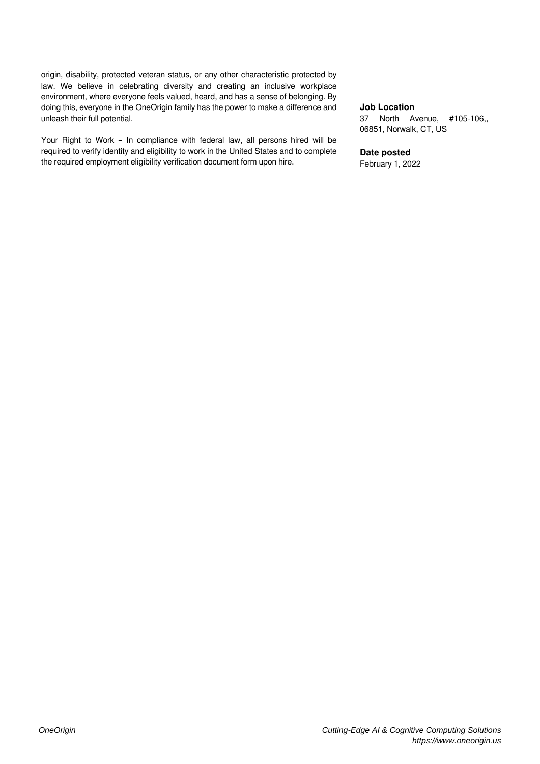origin, disability, protected veteran status, or any other characteristic protected by law. We believe in celebrating diversity and creating an inclusive workplace environment, where everyone feels valued, heard, and has a sense of belonging. By doing this, everyone in the OneOrigin family has the power to make a difference and unleash their full potential.

Your Right to Work – In compliance with federal law, all persons hired will be required to verify identity and eligibility to work in the United States and to complete the required employment eligibility verification document form upon hire.

**Job Location**
37 North Avenue, #105-106,, 06851, Norwalk, CT, US

**Date posted**
February 1, 2022